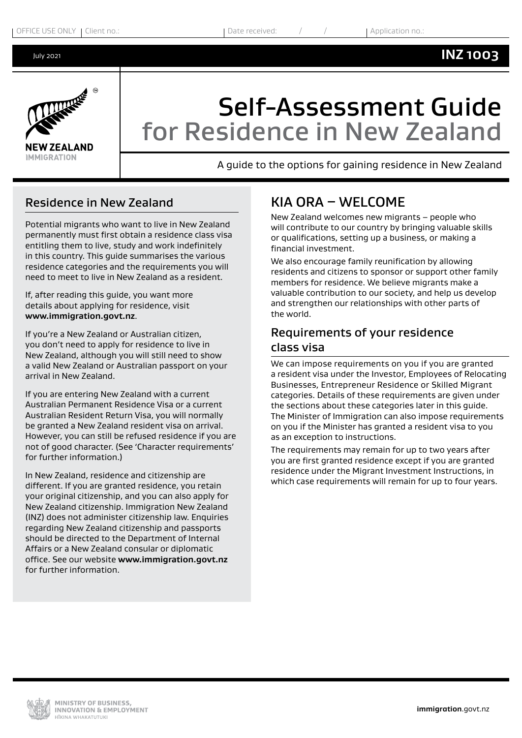OFFICE USE ONLY | Client no.: | Date received: / / | Application no.:

July 2021 **INZ 1003**

# Self-Assessment Guide for Residence in New Zealand

A guide to the options for gaining residence in New Zealand

## Residence in New Zealand

Potential migrants who want to live in New Zealand permanently must first obtain a residence class visa entitling them to live, study and work indefinitely in this country. This guide summarises the various residence categories and the requirements you will need to meet to live in New Zealand as a resident.

If, after reading this guide, you want more details about applying for residence, visit **www.immigration.govt.nz**.

If you're a New Zealand or Australian citizen, you don't need to apply for residence to live in New Zealand, although you will still need to show a valid New Zealand or Australian passport on your arrival in New Zealand.

If you are entering New Zealand with a current Australian Permanent Residence Visa or a current Australian Resident Return Visa, you will normally be granted a New Zealand resident visa on arrival. However, you can still be refused residence if you are not of good character. (See 'Character requirements' for further information.)

In New Zealand, residence and citizenship are different. If you are granted residence, you retain your original citizenship, and you can also apply for New Zealand citizenship. Immigration New Zealand (INZ) does not administer citizenship law. Enquiries regarding New Zealand citizenship and passports should be directed to the Department of Internal Affairs or a New Zealand consular or diplomatic office. See our website **www.immigration.govt.nz** for further information.

## KIA ORA – WELCOME

New Zealand welcomes new migrants – people who will contribute to our country by bringing valuable skills or qualifications, setting up a business, or making a financial investment.

We also encourage family reunification by allowing residents and citizens to sponsor or support other family members for residence. We believe migrants make a valuable contribution to our society, and help us develop and strengthen our relationships with other parts of the world.

## Requirements of your residence class visa

We can impose requirements on you if you are granted a resident visa under the Investor, Employees of Relocating Businesses, Entrepreneur Residence or Skilled Migrant categories. Details of these requirements are given under the sections about these categories later in this guide. The Minister of Immigration can also impose requirements on you if the Minister has granted a resident visa to you as an exception to instructions.

The requirements may remain for up to two years after you are first granted residence except if you are granted residence under the Migrant Investment Instructions, in which case requirements will remain for up to four years.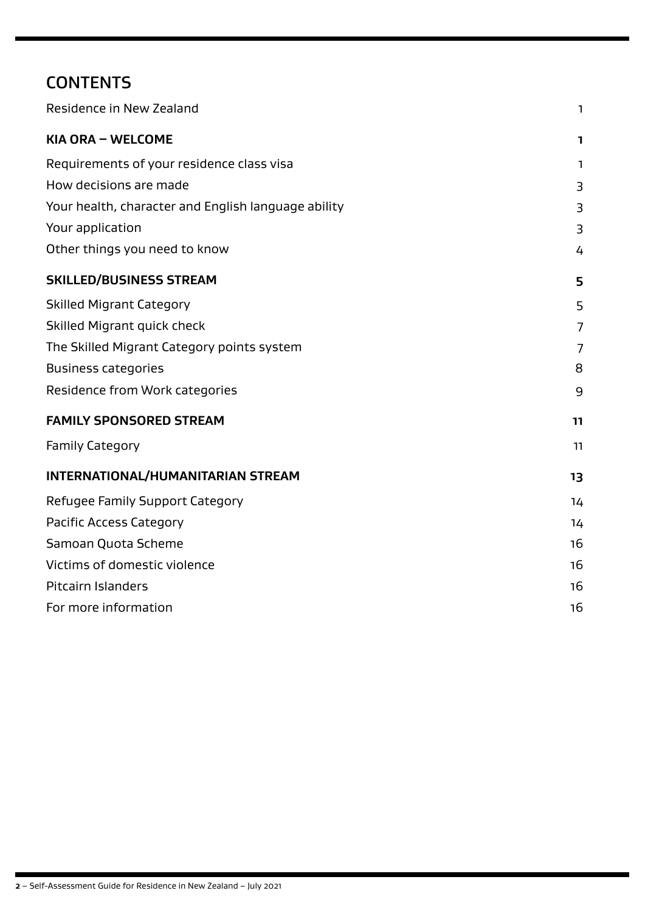# CONTENTS

| | |
|---|---|
| Residence in New Zealand | 1 |
| **KIA ORA – WELCOME** | **1** |
| Requirements of your residence class visa | 1 |
| How decisions are made | 3 |
| Your health, character and English language ability | 3 |
| Your application | 3 |
| Other things you need to know | 4 |
| **SKILLED/BUSINESS STREAM** | **5** |
| Skilled Migrant Category | 5 |
| Skilled Migrant quick check | 7 |
| The Skilled Migrant Category points system | 7 |
| Business categories | 8 |
| Residence from Work categories | 9 |
| **FAMILY SPONSORED STREAM** | **11** |
| Family Category | 11 |
| **INTERNATIONAL/HUMANITARIAN STREAM** | **13** |
| Refugee Family Support Category | 14 |
| Pacific Access Category | 14 |
| Samoan Quota Scheme | 16 |
| Victims of domestic violence | 16 |
| Pitcairn Islanders | 16 |
| For more information | 16 |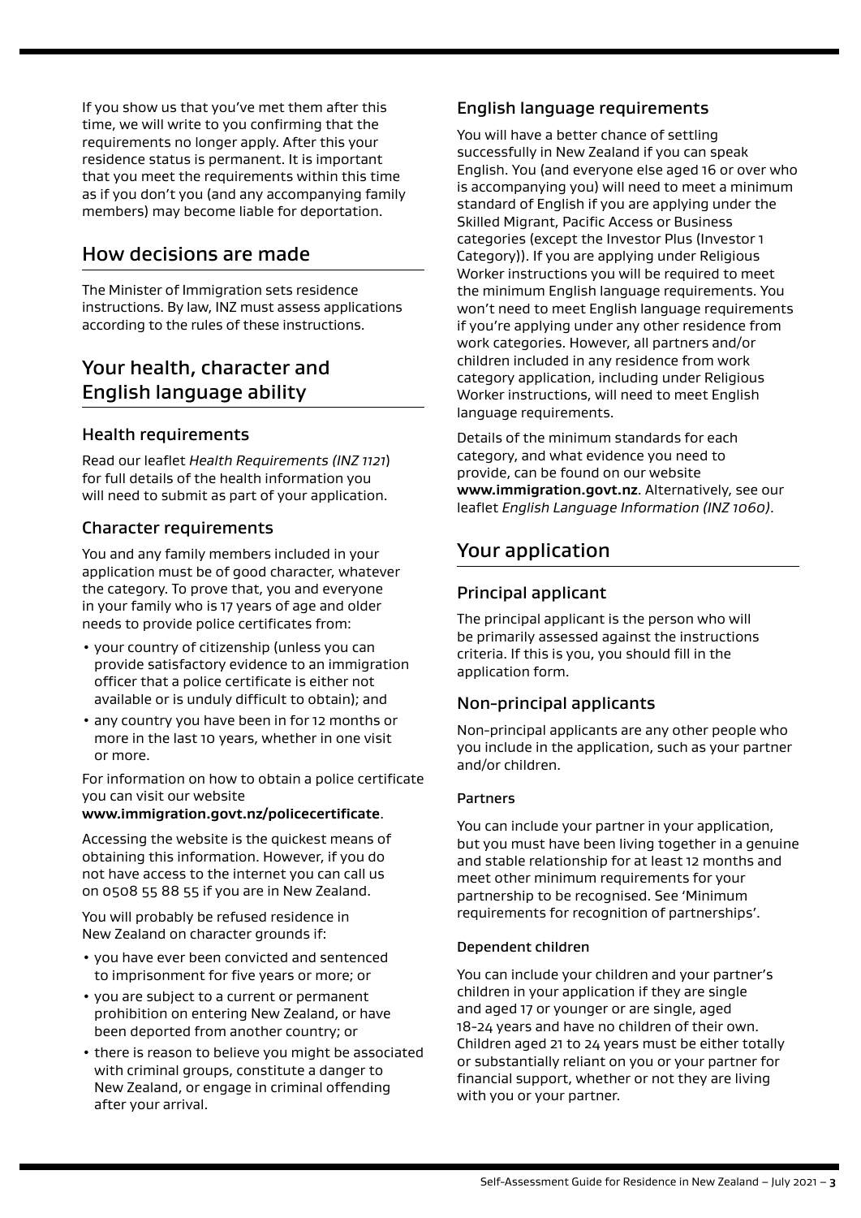If you show us that you've met them after this time, we will write to you confirming that the requirements no longer apply. After this your residence status is permanent. It is important that you meet the requirements within this time as if you don't you (and any accompanying family members) may become liable for deportation.

## How decisions are made

The Minister of Immigration sets residence instructions. By law, INZ must assess applications according to the rules of these instructions.

## Your health, character and English language ability

### Health requirements

Read our leaflet *Health Requirements (INZ 1121*) for full details of the health information you will need to submit as part of your application.

### Character requirements

You and any family members included in your application must be of good character, whatever the category. To prove that, you and everyone in your family who is 17 years of age and older needs to provide police certificates from:

- your country of citizenship (unless you can provide satisfactory evidence to an immigration officer that a police certificate is either not available or is unduly difficult to obtain); and
- any country you have been in for 12 months or more in the last 10 years, whether in one visit or more.

For information on how to obtain a police certificate you can visit our website **www.immigration.govt.nz/policecertificate**.

Accessing the website is the quickest means of obtaining this information. However, if you do not have access to the internet you can call us on 0508 55 88 55 if you are in New Zealand.

You will probably be refused residence in New Zealand on character grounds if:

- you have ever been convicted and sentenced to imprisonment for five years or more; or
- you are subject to a current or permanent prohibition on entering New Zealand, or have been deported from another country; or
- there is reason to believe you might be associated with criminal groups, constitute a danger to New Zealand, or engage in criminal offending after your arrival.

### English language requirements

You will have a better chance of settling successfully in New Zealand if you can speak English. You (and everyone else aged 16 or over who is accompanying you) will need to meet a minimum standard of English if you are applying under the Skilled Migrant, Pacific Access or Business categories (except the Investor Plus (Investor 1 Category)). If you are applying under Religious Worker instructions you will be required to meet the minimum English language requirements. You won't need to meet English language requirements if you're applying under any other residence from work categories. However, all partners and/or children included in any residence from work category application, including under Religious Worker instructions, will need to meet English language requirements.

Details of the minimum standards for each category, and what evidence you need to provide, can be found on our website **www.immigration.govt.nz**. Alternatively, see our leaflet *English Language Information (INZ 1060)*.

## Your application

### Principal applicant

The principal applicant is the person who will be primarily assessed against the instructions criteria. If this is you, you should fill in the application form.

### Non-principal applicants

Non-principal applicants are any other people who you include in the application, such as your partner and/or children.

#### Partners

You can include your partner in your application, but you must have been living together in a genuine and stable relationship for at least 12 months and meet other minimum requirements for your partnership to be recognised. See 'Minimum requirements for recognition of partnerships'.

#### Dependent children

You can include your children and your partner's children in your application if they are single and aged 17 or younger or are single, aged 18-24 years and have no children of their own. Children aged 21 to 24 years must be either totally or substantially reliant on you or your partner for financial support, whether or not they are living with you or your partner.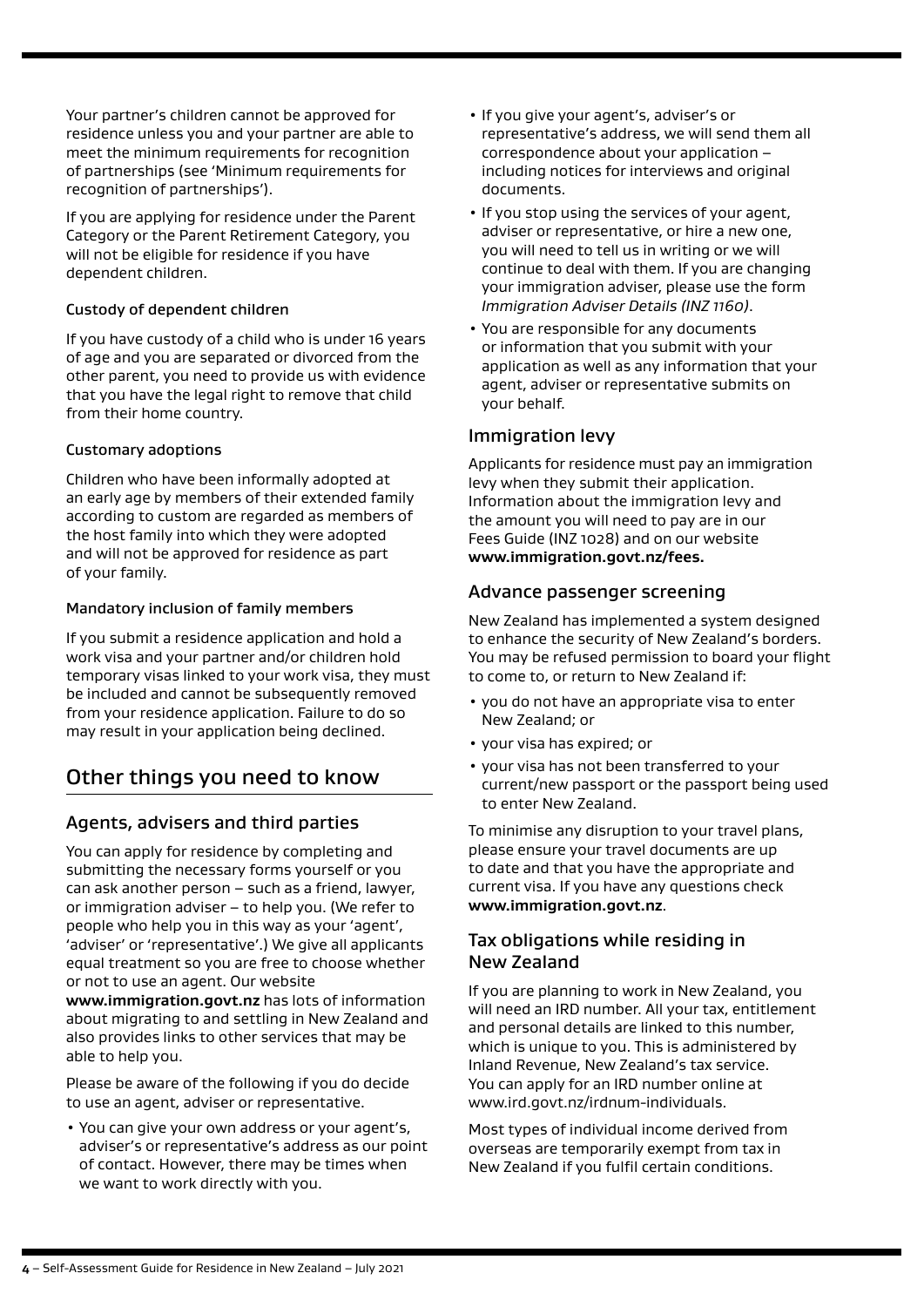Your partner's children cannot be approved for residence unless you and your partner are able to meet the minimum requirements for recognition of partnerships (see 'Minimum requirements for recognition of partnerships').

If you are applying for residence under the Parent Category or the Parent Retirement Category, you will not be eligible for residence if you have dependent children.

#### Custody of dependent children

If you have custody of a child who is under 16 years of age and you are separated or divorced from the other parent, you need to provide us with evidence that you have the legal right to remove that child from their home country.

#### Customary adoptions

Children who have been informally adopted at an early age by members of their extended family according to custom are regarded as members of the host family into which they were adopted and will not be approved for residence as part of your family.

#### Mandatory inclusion of family members

If you submit a residence application and hold a work visa and your partner and/or children hold temporary visas linked to your work visa, they must be included and cannot be subsequently removed from your residence application. Failure to do so may result in your application being declined.

## Other things you need to know

### Agents, advisers and third parties

You can apply for residence by completing and submitting the necessary forms yourself or you can ask another person – such as a friend, lawyer, or immigration adviser – to help you. (We refer to people who help you in this way as your 'agent', 'adviser' or 'representative'.) We give all applicants equal treatment so you are free to choose whether or not to use an agent. Our website **www.immigration.govt.nz** has lots of information about migrating to and settling in New Zealand and also provides links to other services that may be able to help you.

Please be aware of the following if you do decide to use an agent, adviser or representative.

- You can give your own address or your agent's, adviser's or representative's address as our point of contact. However, there may be times when we want to work directly with you.
- If you give your agent's, adviser's or representative's address, we will send them all correspondence about your application – including notices for interviews and original documents.
- If you stop using the services of your agent, adviser or representative, or hire a new one, you will need to tell us in writing or we will continue to deal with them. If you are changing your immigration adviser, please use the form *Immigration Adviser Details (INZ 1160)*.
- You are responsible for any documents or information that you submit with your application as well as any information that your agent, adviser or representative submits on your behalf.

### Immigration levy

Applicants for residence must pay an immigration levy when they submit their application. Information about the immigration levy and the amount you will need to pay are in our Fees Guide (INZ 1028) and on our website **www.immigration.govt.nz/fees.**

### Advance passenger screening

New Zealand has implemented a system designed to enhance the security of New Zealand's borders. You may be refused permission to board your flight to come to, or return to New Zealand if:

- you do not have an appropriate visa to enter New Zealand; or
- your visa has expired; or
- your visa has not been transferred to your current/new passport or the passport being used to enter New Zealand.

To minimise any disruption to your travel plans, please ensure your travel documents are up to date and that you have the appropriate and current visa. If you have any questions check **www.immigration.govt.nz**.

### Tax obligations while residing in New Zealand

If you are planning to work in New Zealand, you will need an IRD number. All your tax, entitlement and personal details are linked to this number, which is unique to you. This is administered by Inland Revenue, New Zealand's tax service. You can apply for an IRD number online at www.ird.govt.nz/irdnum-individuals.

Most types of individual income derived from overseas are temporarily exempt from tax in New Zealand if you fulfil certain conditions.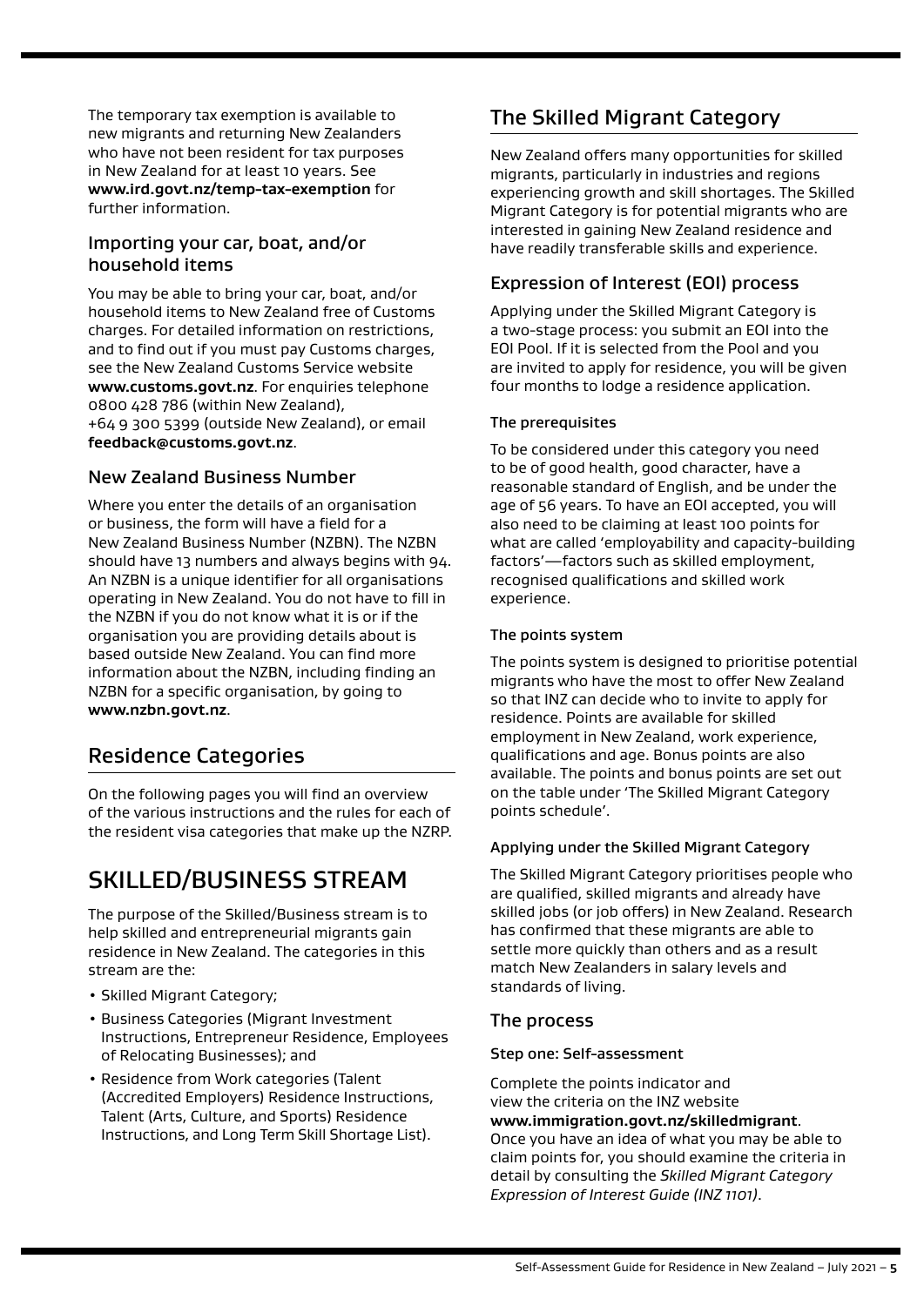The temporary tax exemption is available to new migrants and returning New Zealanders who have not been resident for tax purposes in New Zealand for at least 10 years. See **www.ird.govt.nz/temp-tax-exemption** for further information.

### Importing your car, boat, and/or household items

You may be able to bring your car, boat, and/or household items to New Zealand free of Customs charges. For detailed information on restrictions, and to find out if you must pay Customs charges, see the New Zealand Customs Service website **www.customs.govt.nz**. For enquiries telephone 0800 428 786 (within New Zealand), +64 9 300 5399 (outside New Zealand), or email **feedback@customs.govt.nz**.

### New Zealand Business Number

Where you enter the details of an organisation or business, the form will have a field for a New Zealand Business Number (NZBN). The NZBN should have 13 numbers and always begins with 94. An NZBN is a unique identifier for all organisations operating in New Zealand. You do not have to fill in the NZBN if you do not know what it is or if the organisation you are providing details about is based outside New Zealand. You can find more information about the NZBN, including finding an NZBN for a specific organisation, by going to **www.nzbn.govt.nz**.

## Residence Categories

On the following pages you will find an overview of the various instructions and the rules for each of the resident visa categories that make up the NZRP.

# SKILLED/BUSINESS STREAM

The purpose of the Skilled/Business stream is to help skilled and entrepreneurial migrants gain residence in New Zealand. The categories in this stream are the:

- Skilled Migrant Category;
- Business Categories (Migrant Investment Instructions, Entrepreneur Residence, Employees of Relocating Businesses); and
- Residence from Work categories (Talent (Accredited Employers) Residence Instructions, Talent (Arts, Culture, and Sports) Residence Instructions, and Long Term Skill Shortage List).

## The Skilled Migrant Category

New Zealand offers many opportunities for skilled migrants, particularly in industries and regions experiencing growth and skill shortages. The Skilled Migrant Category is for potential migrants who are interested in gaining New Zealand residence and have readily transferable skills and experience.

### Expression of Interest (EOI) process

Applying under the Skilled Migrant Category is a two-stage process: you submit an EOI into the EOI Pool. If it is selected from the Pool and you are invited to apply for residence, you will be given four months to lodge a residence application.

#### The prerequisites

To be considered under this category you need to be of good health, good character, have a reasonable standard of English, and be under the age of 56 years. To have an EOI accepted, you will also need to be claiming at least 100 points for what are called 'employability and capacity-building factors'—factors such as skilled employment, recognised qualifications and skilled work experience.

#### The points system

The points system is designed to prioritise potential migrants who have the most to offer New Zealand so that INZ can decide who to invite to apply for residence. Points are available for skilled employment in New Zealand, work experience, qualifications and age. Bonus points are also available. The points and bonus points are set out on the table under 'The Skilled Migrant Category points schedule'.

#### Applying under the Skilled Migrant Category

The Skilled Migrant Category prioritises people who are qualified, skilled migrants and already have skilled jobs (or job offers) in New Zealand. Research has confirmed that these migrants are able to settle more quickly than others and as a result match New Zealanders in salary levels and standards of living.

### The process

#### Step one: Self-assessment

Complete the points indicator and view the criteria on the INZ website **www.immigration.govt.nz/skilledmigrant**. Once you have an idea of what you may be able to claim points for, you should examine the criteria in detail by consulting the *Skilled Migrant Category Expression of Interest Guide (INZ 1101)*.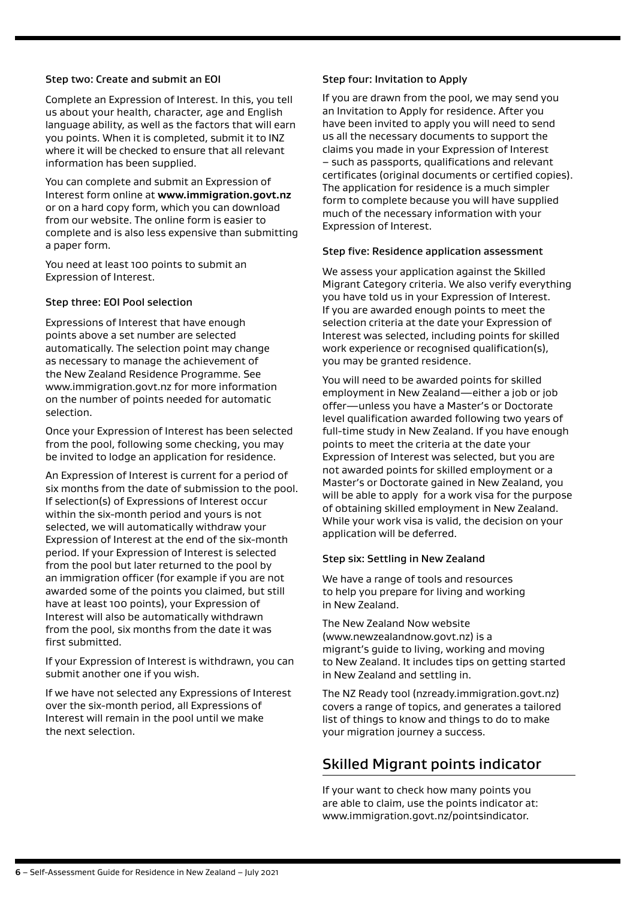### Step two: Create and submit an EOI

Complete an Expression of Interest. In this, you tell us about your health, character, age and English language ability, as well as the factors that will earn you points. When it is completed, submit it to INZ where it will be checked to ensure that all relevant information has been supplied.

You can complete and submit an Expression of Interest form online at **www.immigration.govt.nz** or on a hard copy form, which you can download from our website. The online form is easier to complete and is also less expensive than submitting a paper form.

You need at least 100 points to submit an Expression of Interest.

### Step three: EOI Pool selection

Expressions of Interest that have enough points above a set number are selected automatically. The selection point may change as necessary to manage the achievement of the New Zealand Residence Programme. See www.immigration.govt.nz for more information on the number of points needed for automatic selection.

Once your Expression of Interest has been selected from the pool, following some checking, you may be invited to lodge an application for residence.

An Expression of Interest is current for a period of six months from the date of submission to the pool. If selection(s) of Expressions of Interest occur within the six-month period and yours is not selected, we will automatically withdraw your Expression of Interest at the end of the six-month period. If your Expression of Interest is selected from the pool but later returned to the pool by an immigration officer (for example if you are not awarded some of the points you claimed, but still have at least 100 points), your Expression of Interest will also be automatically withdrawn from the pool, six months from the date it was first submitted.

If your Expression of Interest is withdrawn, you can submit another one if you wish.

If we have not selected any Expressions of Interest over the six-month period, all Expressions of Interest will remain in the pool until we make the next selection.

### Step four: Invitation to Apply

If you are drawn from the pool, we may send you an Invitation to Apply for residence. After you have been invited to apply you will need to send us all the necessary documents to support the claims you made in your Expression of Interest – such as passports, qualifications and relevant certificates (original documents or certified copies). The application for residence is a much simpler form to complete because you will have supplied much of the necessary information with your Expression of Interest.

### Step five: Residence application assessment

We assess your application against the Skilled Migrant Category criteria. We also verify everything you have told us in your Expression of Interest. If you are awarded enough points to meet the selection criteria at the date your Expression of Interest was selected, including points for skilled work experience or recognised qualification(s), you may be granted residence.

You will need to be awarded points for skilled employment in New Zealand—either a job or job offer—unless you have a Master's or Doctorate level qualification awarded following two years of full-time study in New Zealand. If you have enough points to meet the criteria at the date your Expression of Interest was selected, but you are not awarded points for skilled employment or a Master's or Doctorate gained in New Zealand, you will be able to apply for a work visa for the purpose of obtaining skilled employment in New Zealand. While your work visa is valid, the decision on your application will be deferred.

### Step six: Settling in New Zealand

We have a range of tools and resources to help you prepare for living and working in New Zealand.

The New Zealand Now website (www.newzealandnow.govt.nz) is a migrant's guide to living, working and moving to New Zealand. It includes tips on getting started in New Zealand and settling in.

The NZ Ready tool (nzready.immigration.govt.nz) covers a range of topics, and generates a tailored list of things to know and things to do to make your migration journey a success.

## Skilled Migrant points indicator

If your want to check how many points you are able to claim, use the points indicator at: www.immigration.govt.nz/pointsindicator.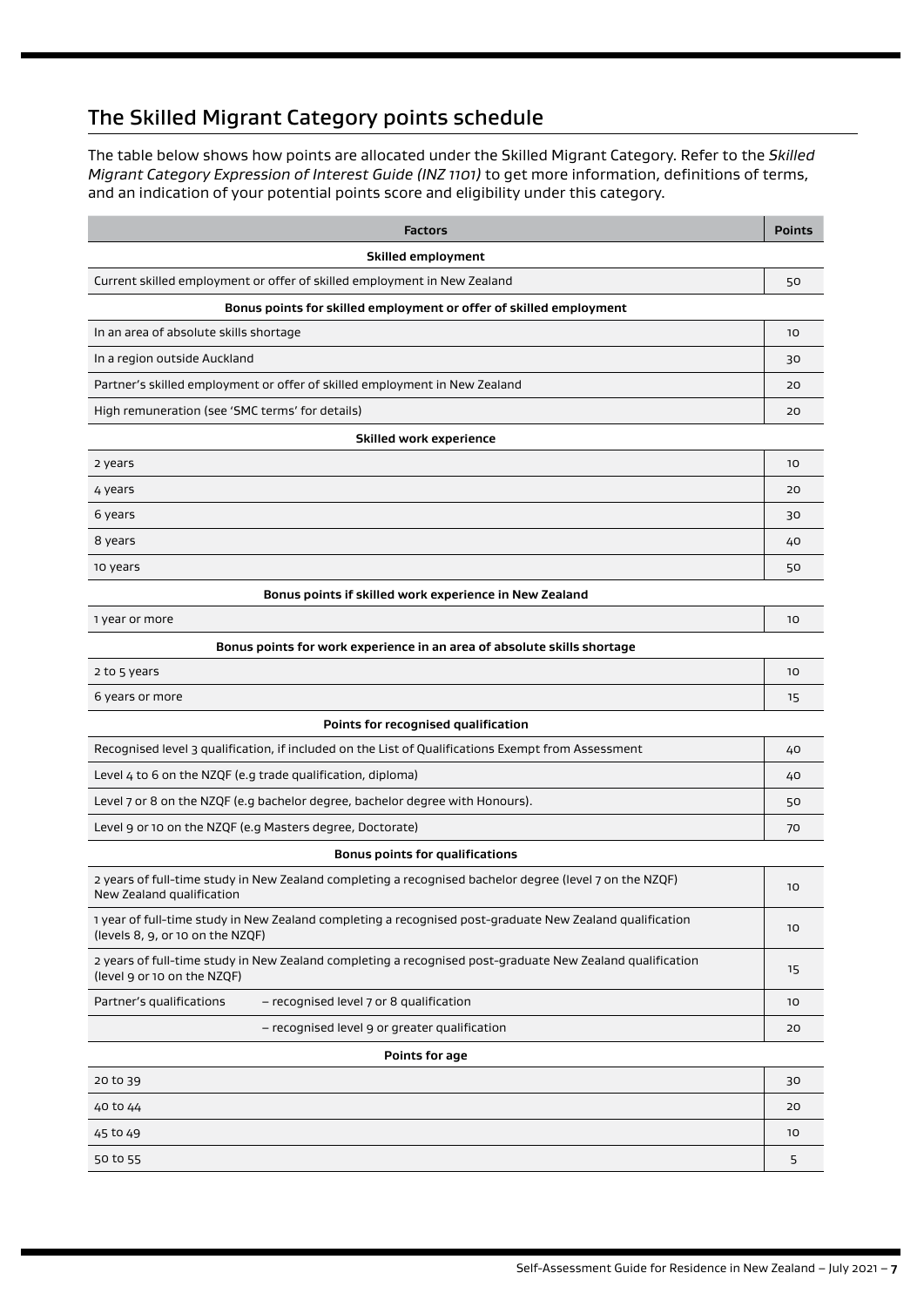## The Skilled Migrant Category points schedule

The table below shows how points are allocated under the Skilled Migrant Category. Refer to the *Skilled Migrant Category Expression of Interest Guide (INZ 1101)* to get more information, definitions of terms, and an indication of your potential points score and eligibility under this category.

| Factors | Points |
|---|---|
| **Skilled employment** | |
| Current skilled employment or offer of skilled employment in New Zealand | 50 |
| **Bonus points for skilled employment or offer of skilled employment** | |
| In an area of absolute skills shortage | 10 |
| In a region outside Auckland | 30 |
| Partner's skilled employment or offer of skilled employment in New Zealand | 20 |
| High remuneration (see 'SMC terms' for details) | 20 |
| **Skilled work experience** | |
| 2 years | 10 |
| 4 years | 20 |
| 6 years | 30 |
| 8 years | 40 |
| 10 years | 50 |
| **Bonus points if skilled work experience in New Zealand** | |
| 1 year or more | 10 |
| **Bonus points for work experience in an area of absolute skills shortage** | |
| 2 to 5 years | 10 |
| 6 years or more | 15 |
| **Points for recognised qualification** | |
| Recognised level 3 qualification, if included on the List of Qualifications Exempt from Assessment | 40 |
| Level 4 to 6 on the NZQF (e.g trade qualification, diploma) | 40 |
| Level 7 or 8 on the NZQF (e.g bachelor degree, bachelor degree with Honours). | 50 |
| Level 9 or 10 on the NZQF (e.g Masters degree, Doctorate) | 70 |
| **Bonus points for qualifications** | |
| 2 years of full-time study in New Zealand completing a recognised bachelor degree (level 7 on the NZQF) New Zealand qualification | 10 |
| 1 year of full-time study in New Zealand completing a recognised post-graduate New Zealand qualification (levels 8, 9, or 10 on the NZQF) | 10 |
| 2 years of full-time study in New Zealand completing a recognised post-graduate New Zealand qualification (level 9 or 10 on the NZQF) | 15 |
| Partner's qualifications – recognised level 7 or 8 qualification | 10 |
| – recognised level 9 or greater qualification | 20 |
| **Points for age** | |
| 20 to 39 | 30 |
| 40 to 44 | 20 |
| 45 to 49 | 10 |
| 50 to 55 | 5 |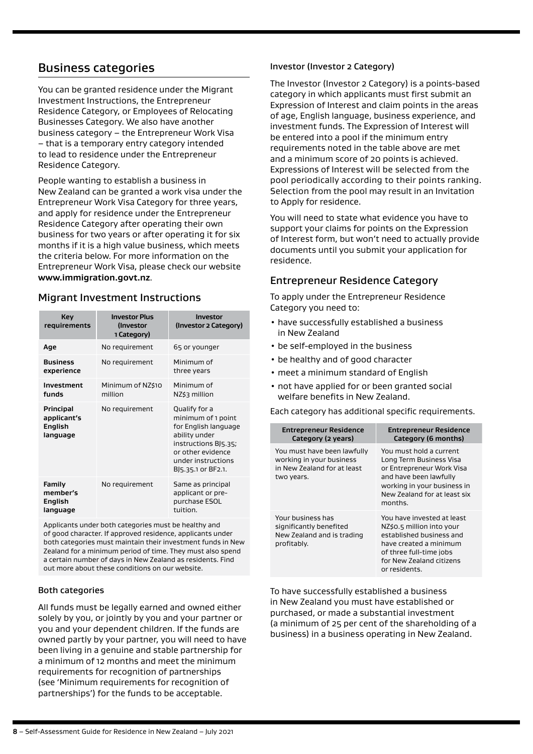## Business categories

You can be granted residence under the Migrant Investment Instructions, the Entrepreneur Residence Category, or Employees of Relocating Businesses Category. We also have another business category – the Entrepreneur Work Visa – that is a temporary entry category intended to lead to residence under the Entrepreneur Residence Category.

People wanting to establish a business in New Zealand can be granted a work visa under the Entrepreneur Work Visa Category for three years, and apply for residence under the Entrepreneur Residence Category after operating their own business for two years or after operating it for six months if it is a high value business, which meets the criteria below. For more information on the Entrepreneur Work Visa, please check our website **www.immigration.govt.nz**.

### Migrant Investment Instructions

| Key requirements | Investor Plus (Investor 1 Category) | Investor (Investor 2 Category) |
|---|---|---|
| **Age** | No requirement | 65 or younger |
| **Business experience** | No requirement | Minimum of three years |
| **Investment funds** | Minimum of NZ$10 million | Minimum of NZ$3 million |
| **Principal applicant's English language** | No requirement | Qualify for a minimum of 1 point for English language ability under instructions BJ5.35; or other evidence under instructions BJ5.35.1 or BF2.1. |
| **Family member's English language** | No requirement | Same as principal applicant or pre-purchase ESOL tuition. |

Applicants under both categories must be healthy and of good character. If approved residence, applicants under both categories must maintain their investment funds in New Zealand for a minimum period of time. They must also spend a certain number of days in New Zealand as residents. Find out more about these conditions on our website.

#### Both categories

All funds must be legally earned and owned either solely by you, or jointly by you and your partner or you and your dependent children. If the funds are owned partly by your partner, you will need to have been living in a genuine and stable partnership for a minimum of 12 months and meet the minimum requirements for recognition of partnerships (see 'Minimum requirements for recognition of partnerships') for the funds to be acceptable.

#### Investor (Investor 2 Category)

The Investor (Investor 2 Category) is a points-based category in which applicants must first submit an Expression of Interest and claim points in the areas of age, English language, business experience, and investment funds. The Expression of Interest will be entered into a pool if the minimum entry requirements noted in the table above are met and a minimum score of 20 points is achieved. Expressions of Interest will be selected from the pool periodically according to their points ranking. Selection from the pool may result in an Invitation to Apply for residence.

You will need to state what evidence you have to support your claims for points on the Expression of Interest form, but won't need to actually provide documents until you submit your application for residence.

### Entrepreneur Residence Category

To apply under the Entrepreneur Residence Category you need to:

- have successfully established a business in New Zealand
- be self-employed in the business
- be healthy and of good character
- meet a minimum standard of English
- not have applied for or been granted social welfare benefits in New Zealand.

Each category has additional specific requirements.

| Entrepreneur Residence Category (2 years) | Entrepreneur Residence Category (6 months) |
|---|---|
| You must have been lawfully working in your business in New Zealand for at least two years. | You must hold a current Long Term Business Visa or Entrepreneur Work Visa and have been lawfully working in your business in New Zealand for at least six months. |
| Your business has significantly benefited New Zealand and is trading profitably. | You have invested at least NZ$0.5 million into your established business and have created a minimum of three full-time jobs for New Zealand citizens or residents. |

To have successfully established a business in New Zealand you must have established or purchased, or made a substantial investment (a minimum of 25 per cent of the shareholding of a business) in a business operating in New Zealand.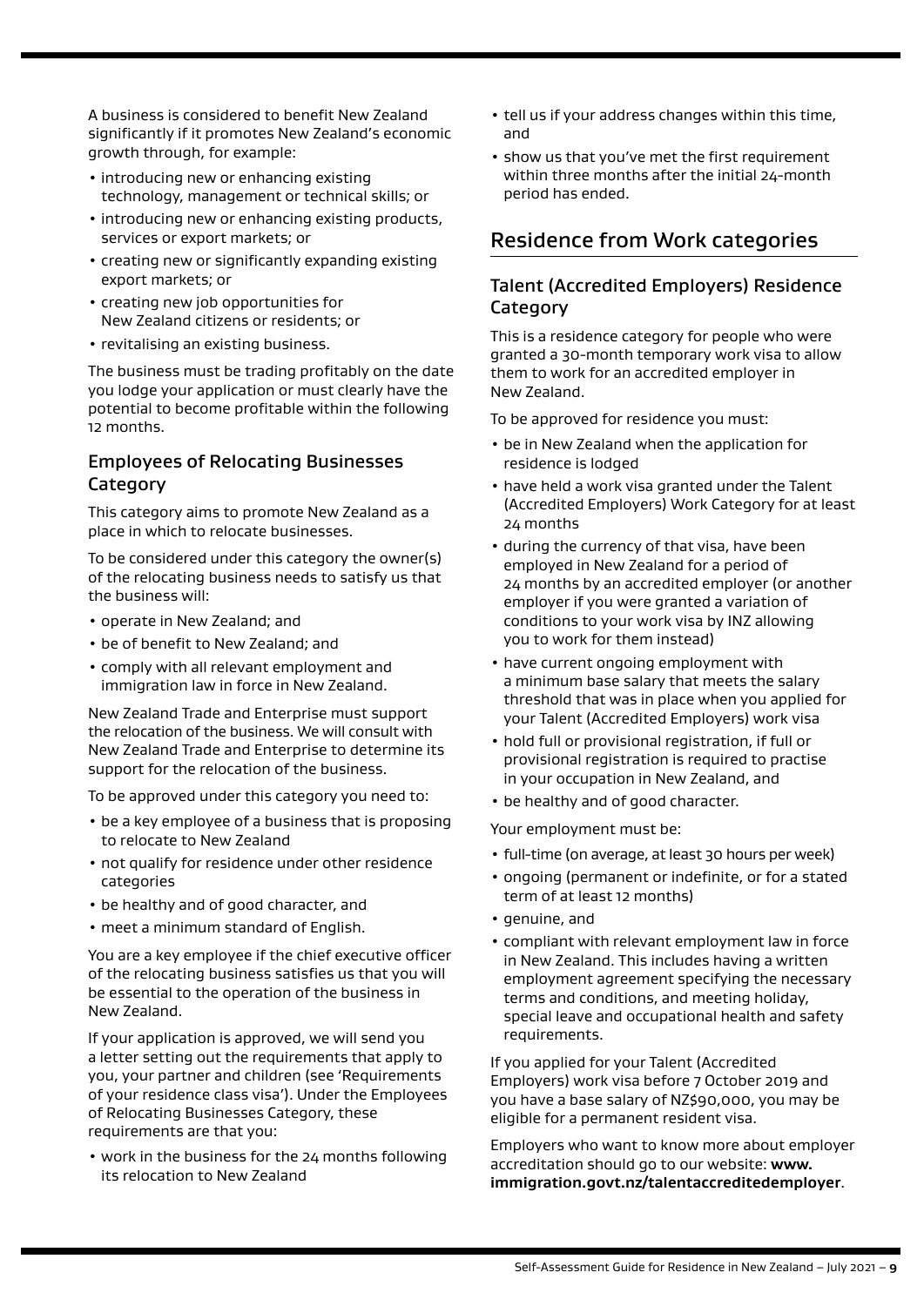A business is considered to benefit New Zealand significantly if it promotes New Zealand's economic growth through, for example:

- introducing new or enhancing existing technology, management or technical skills; or
- introducing new or enhancing existing products, services or export markets; or
- creating new or significantly expanding existing export markets; or
- creating new job opportunities for New Zealand citizens or residents; or
- revitalising an existing business.

The business must be trading profitably on the date you lodge your application or must clearly have the potential to become profitable within the following 12 months.

### Employees of Relocating Businesses Category

This category aims to promote New Zealand as a place in which to relocate businesses.

To be considered under this category the owner(s) of the relocating business needs to satisfy us that the business will:

- operate in New Zealand; and
- be of benefit to New Zealand; and
- comply with all relevant employment and immigration law in force in New Zealand.

New Zealand Trade and Enterprise must support the relocation of the business. We will consult with New Zealand Trade and Enterprise to determine its support for the relocation of the business.

To be approved under this category you need to:

- be a key employee of a business that is proposing to relocate to New Zealand
- not qualify for residence under other residence categories
- be healthy and of good character, and
- meet a minimum standard of English.

You are a key employee if the chief executive officer of the relocating business satisfies us that you will be essential to the operation of the business in New Zealand.

If your application is approved, we will send you a letter setting out the requirements that apply to you, your partner and children (see 'Requirements of your residence class visa'). Under the Employees of Relocating Businesses Category, these requirements are that you:

- work in the business for the 24 months following its relocation to New Zealand
- tell us if your address changes within this time, and
- show us that you've met the first requirement within three months after the initial 24-month period has ended.

## Residence from Work categories

### Talent (Accredited Employers) Residence Category

This is a residence category for people who were granted a 30-month temporary work visa to allow them to work for an accredited employer in New Zealand.

To be approved for residence you must:

- be in New Zealand when the application for residence is lodged
- have held a work visa granted under the Talent (Accredited Employers) Work Category for at least 24 months
- during the currency of that visa, have been employed in New Zealand for a period of 24 months by an accredited employer (or another employer if you were granted a variation of conditions to your work visa by INZ allowing you to work for them instead)
- have current ongoing employment with a minimum base salary that meets the salary threshold that was in place when you applied for your Talent (Accredited Employers) work visa
- hold full or provisional registration, if full or provisional registration is required to practise in your occupation in New Zealand, and
- be healthy and of good character.

Your employment must be:

- full-time (on average, at least 30 hours per week)
- ongoing (permanent or indefinite, or for a stated term of at least 12 months)
- genuine, and
- compliant with relevant employment law in force in New Zealand. This includes having a written employment agreement specifying the necessary terms and conditions, and meeting holiday, special leave and occupational health and safety requirements.

If you applied for your Talent (Accredited Employers) work visa before 7 October 2019 and you have a base salary of NZ$90,000, you may be eligible for a permanent resident visa.

Employers who want to know more about employer accreditation should go to our website: **www.immigration.govt.nz/talentaccreditedemployer**.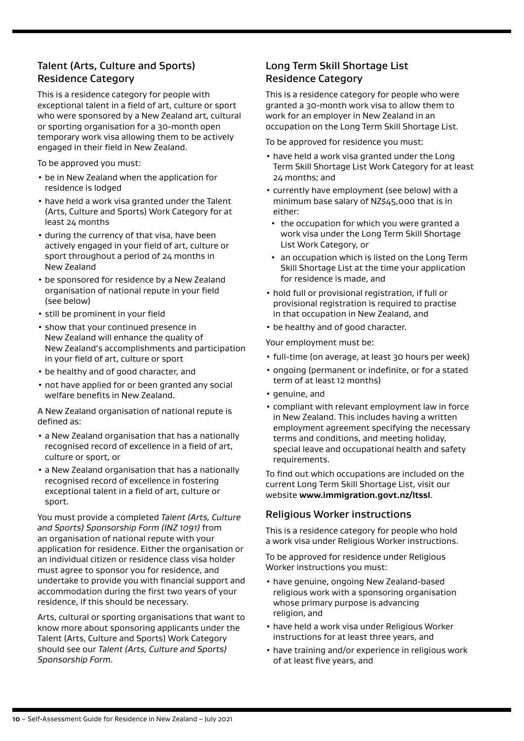## Talent (Arts, Culture and Sports) Residence Category

This is a residence category for people with exceptional talent in a field of art, culture or sport who were sponsored by a New Zealand art, cultural or sporting organisation for a 30-month open temporary work visa allowing them to be actively engaged in their field in New Zealand.

To be approved you must:

- be in New Zealand when the application for residence is lodged
- have held a work visa granted under the Talent (Arts, Culture and Sports) Work Category for at least 24 months
- during the currency of that visa, have been actively engaged in your field of art, culture or sport throughout a period of 24 months in New Zealand
- be sponsored for residence by a New Zealand organisation of national repute in your field (see below)
- still be prominent in your field
- show that your continued presence in New Zealand will enhance the quality of New Zealand's accomplishments and participation in your field of art, culture or sport
- be healthy and of good character, and
- not have applied for or been granted any social welfare benefits in New Zealand.

A New Zealand organisation of national repute is defined as:

- a New Zealand organisation that has a nationally recognised record of excellence in a field of art, culture or sport, or
- a New Zealand organisation that has a nationally recognised record of excellence in fostering exceptional talent in a field of art, culture or sport.

You must provide a completed *Talent (Arts, Culture and Sports) Sponsorship Form (INZ 1091)* from an organisation of national repute with your application for residence. Either the organisation or an individual citizen or residence class visa holder must agree to sponsor you for residence, and undertake to provide you with financial support and accommodation during the first two years of your residence, if this should be necessary.

Arts, cultural or sporting organisations that want to know more about sponsoring applicants under the Talent (Arts, Culture and Sports) Work Category should see our *Talent (Arts, Culture and Sports) Sponsorship Form*.

## Long Term Skill Shortage List Residence Category

This is a residence category for people who were granted a 30-month work visa to allow them to work for an employer in New Zealand in an occupation on the Long Term Skill Shortage List.

To be approved for residence you must:

- have held a work visa granted under the Long Term Skill Shortage List Work Category for at least 24 months; and
- currently have employment (see below) with a minimum base salary of NZ$45,000 that is in either:
  - the occupation for which you were granted a work visa under the Long Term Skill Shortage List Work Category, or
  - an occupation which is listed on the Long Term Skill Shortage List at the time your application for residence is made, and
- hold full or provisional registration, if full or provisional registration is required to practise in that occupation in New Zealand, and
- be healthy and of good character.

Your employment must be:

- full-time (on average, at least 30 hours per week)
- ongoing (permanent or indefinite, or for a stated term of at least 12 months)
- genuine, and
- compliant with relevant employment law in force in New Zealand. This includes having a written employment agreement specifying the necessary terms and conditions, and meeting holiday, special leave and occupational health and safety requirements.

To find out which occupations are included on the current Long Term Skill Shortage List, visit our website **www.immigration.govt.nz/ltssl**.

## Religious Worker instructions

This is a residence category for people who hold a work visa under Religious Worker instructions.

To be approved for residence under Religious Worker instructions you must:

- have genuine, ongoing New Zealand-based religious work with a sponsoring organisation whose primary purpose is advancing religion, and
- have held a work visa under Religious Worker instructions for at least three years, and
- have training and/or experience in religious work of at least five years, and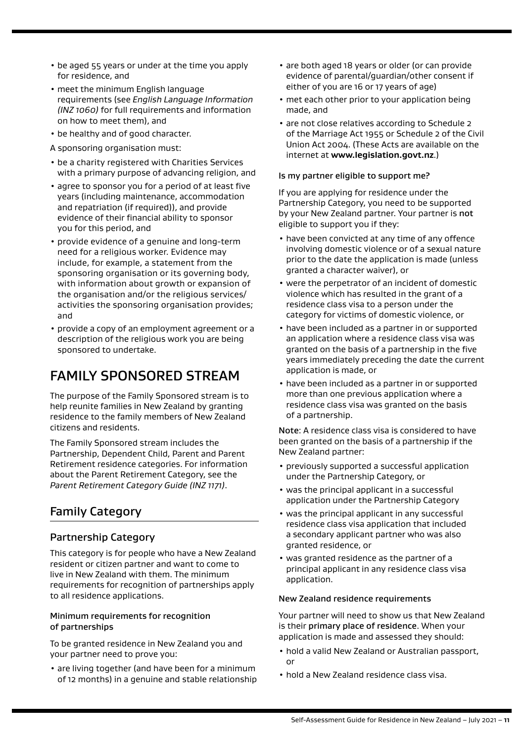- be aged 55 years or under at the time you apply for residence, and
- meet the minimum English language requirements (see *English Language Information (INZ 1060)* for full requirements and information on how to meet them), and
- be healthy and of good character.

A sponsoring organisation must:

- be a charity registered with Charities Services with a primary purpose of advancing religion, and
- agree to sponsor you for a period of at least five years (including maintenance, accommodation and repatriation (if required)), and provide evidence of their financial ability to sponsor you for this period, and
- provide evidence of a genuine and long-term need for a religious worker. Evidence may include, for example, a statement from the sponsoring organisation or its governing body, with information about growth or expansion of the organisation and/or the religious services/activities the sponsoring organisation provides; and
- provide a copy of an employment agreement or a description of the religious work you are being sponsored to undertake.

# FAMILY SPONSORED STREAM

The purpose of the Family Sponsored stream is to help reunite families in New Zealand by granting residence to the family members of New Zealand citizens and residents.

The Family Sponsored stream includes the Partnership, Dependent Child, Parent and Parent Retirement residence categories. For information about the Parent Retirement Category, see the *Parent Retirement Category Guide (INZ 1171)*.

## Family Category

### Partnership Category

This category is for people who have a New Zealand resident or citizen partner and want to come to live in New Zealand with them. The minimum requirements for recognition of partnerships apply to all residence applications.

#### Minimum requirements for recognition of partnerships

To be granted residence in New Zealand you and your partner need to prove you:

- are living together (and have been for a minimum of 12 months) in a genuine and stable relationship
- are both aged 18 years or older (or can provide evidence of parental/guardian/other consent if either of you are 16 or 17 years of age)
- met each other prior to your application being made, and
- are not close relatives according to Schedule 2 of the Marriage Act 1955 or Schedule 2 of the Civil Union Act 2004. (These Acts are available on the internet at **www.legislation.govt.nz**.)

#### Is my partner eligible to support me?

If you are applying for residence under the Partnership Category, you need to be supported by your New Zealand partner. Your partner is **not** eligible to support you if they:

- have been convicted at any time of any offence involving domestic violence or of a sexual nature prior to the date the application is made (unless granted a character waiver), or
- were the perpetrator of an incident of domestic violence which has resulted in the grant of a residence class visa to a person under the category for victims of domestic violence, or
- have been included as a partner in or supported an application where a residence class visa was granted on the basis of a partnership in the five years immediately preceding the date the current application is made, or
- have been included as a partner in or supported more than one previous application where a residence class visa was granted on the basis of a partnership.

**Note**: A residence class visa is considered to have been granted on the basis of a partnership if the New Zealand partner:

- previously supported a successful application under the Partnership Category, or
- was the principal applicant in a successful application under the Partnership Category
- was the principal applicant in any successful residence class visa application that included a secondary applicant partner who was also granted residence, or
- was granted residence as the partner of a principal applicant in any residence class visa application.

#### New Zealand residence requirements

Your partner will need to show us that New Zealand is their **primary place of residence**. When your application is made and assessed they should:

- hold a valid New Zealand or Australian passport, or
- hold a New Zealand residence class visa.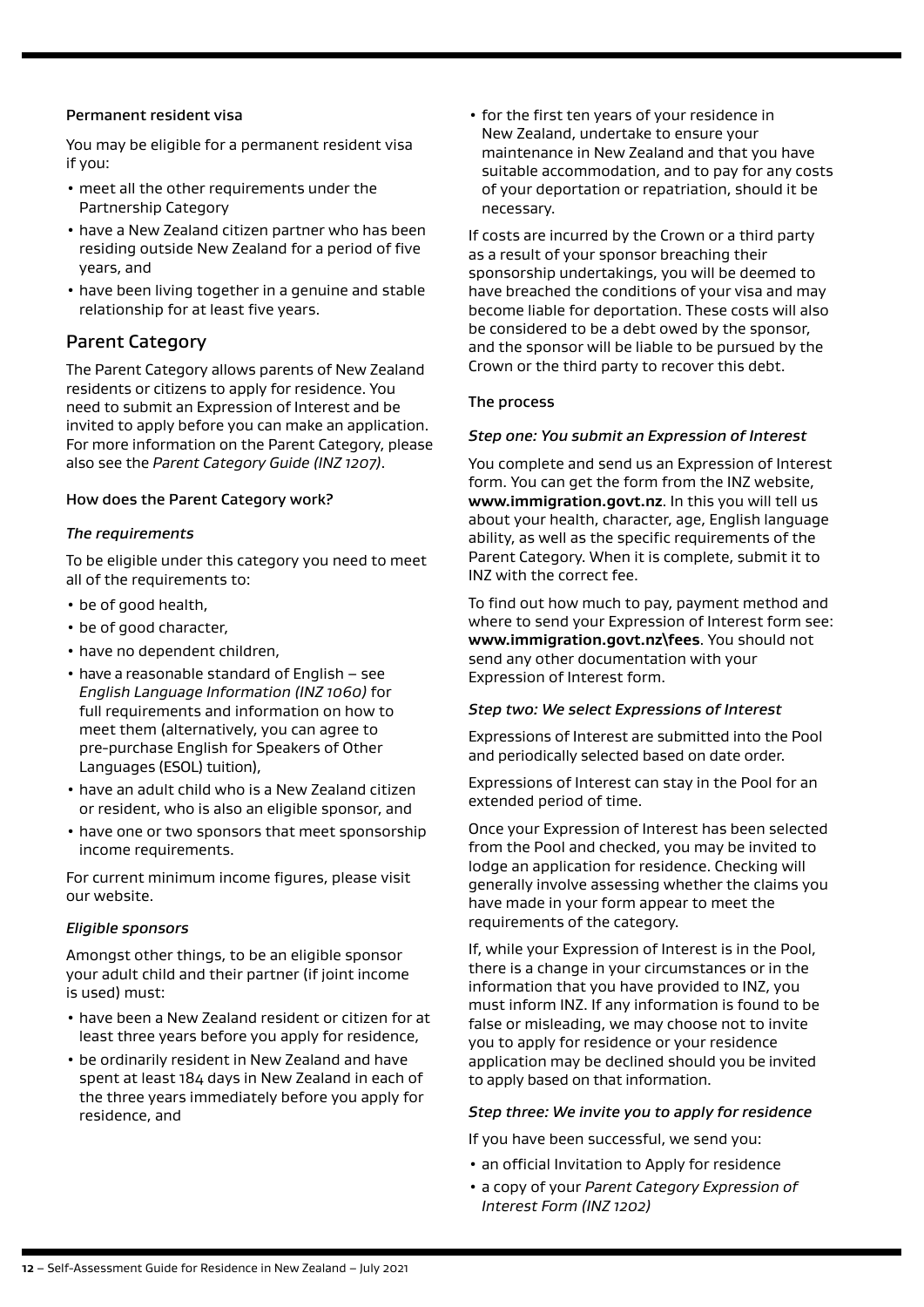#### Permanent resident visa

You may be eligible for a permanent resident visa if you:

- meet all the other requirements under the Partnership Category
- have a New Zealand citizen partner who has been residing outside New Zealand for a period of five years, and
- have been living together in a genuine and stable relationship for at least five years.

## Parent Category

The Parent Category allows parents of New Zealand residents or citizens to apply for residence. You need to submit an Expression of Interest and be invited to apply before you can make an application. For more information on the Parent Category, please also see the *Parent Category Guide (INZ 1207)*.

#### How does the Parent Category work?

*The requirements*

To be eligible under this category you need to meet all of the requirements to:

- be of good health,
- be of good character,
- have no dependent children,
- have a reasonable standard of English – see *English Language Information (INZ 1060)* for full requirements and information on how to meet them (alternatively, you can agree to pre-purchase English for Speakers of Other Languages (ESOL) tuition),
- have an adult child who is a New Zealand citizen or resident, who is also an eligible sponsor, and
- have one or two sponsors that meet sponsorship income requirements.

For current minimum income figures, please visit our website.

*Eligible sponsors*

Amongst other things, to be an eligible sponsor your adult child and their partner (if joint income is used) must:

- have been a New Zealand resident or citizen for at least three years before you apply for residence,
- be ordinarily resident in New Zealand and have spent at least 184 days in New Zealand in each of the three years immediately before you apply for residence, and
- for the first ten years of your residence in New Zealand, undertake to ensure your maintenance in New Zealand and that you have suitable accommodation, and to pay for any costs of your deportation or repatriation, should it be necessary.

If costs are incurred by the Crown or a third party as a result of your sponsor breaching their sponsorship undertakings, you will be deemed to have breached the conditions of your visa and may become liable for deportation. These costs will also be considered to be a debt owed by the sponsor, and the sponsor will be liable to be pursued by the Crown or the third party to recover this debt.

#### The process

*Step one: You submit an Expression of Interest*

You complete and send us an Expression of Interest form. You can get the form from the INZ website, **www.immigration.govt.nz**. In this you will tell us about your health, character, age, English language ability, as well as the specific requirements of the Parent Category. When it is complete, submit it to INZ with the correct fee.

To find out how much to pay, payment method and where to send your Expression of Interest form see: **www.immigration.govt.nz\fees**. You should not send any other documentation with your Expression of Interest form.

*Step two: We select Expressions of Interest*

Expressions of Interest are submitted into the Pool and periodically selected based on date order.

Expressions of Interest can stay in the Pool for an extended period of time.

Once your Expression of Interest has been selected from the Pool and checked, you may be invited to lodge an application for residence. Checking will generally involve assessing whether the claims you have made in your form appear to meet the requirements of the category.

If, while your Expression of Interest is in the Pool, there is a change in your circumstances or in the information that you have provided to INZ, you must inform INZ. If any information is found to be false or misleading, we may choose not to invite you to apply for residence or your residence application may be declined should you be invited to apply based on that information.

*Step three: We invite you to apply for residence*

If you have been successful, we send you:

- an official Invitation to Apply for residence
- a copy of your *Parent Category Expression of Interest Form (INZ 1202)*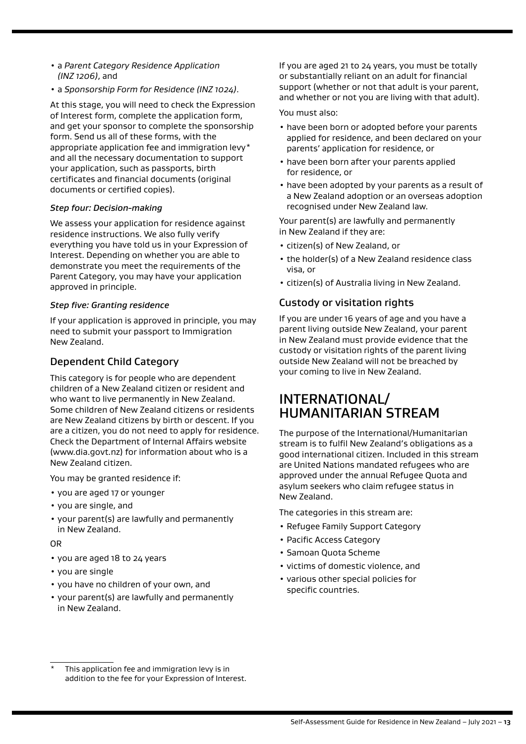- a *Parent Category Residence Application (INZ 1206)*, and
- a *Sponsorship Form for Residence (INZ 1024)*.

At this stage, you will need to check the Expression of Interest form, complete the application form, and get your sponsor to complete the sponsorship form. Send us all of these forms, with the appropriate application fee and immigration levy* and all the necessary documentation to support your application, such as passports, birth certificates and financial documents (original documents or certified copies).

*Step four: Decision-making*

We assess your application for residence against residence instructions. We also fully verify everything you have told us in your Expression of Interest. Depending on whether you are able to demonstrate you meet the requirements of the Parent Category, you may have your application approved in principle.

*Step five: Granting residence*

If your application is approved in principle, you may need to submit your passport to Immigration New Zealand.

### Dependent Child Category

This category is for people who are dependent children of a New Zealand citizen or resident and who want to live permanently in New Zealand. Some children of New Zealand citizens or residents are New Zealand citizens by birth or descent. If you are a citizen, you do not need to apply for residence. Check the Department of Internal Affairs website (www.dia.govt.nz) for information about who is a New Zealand citizen.

You may be granted residence if:

- you are aged 17 or younger
- you are single, and
- your parent(s) are lawfully and permanently in New Zealand.

OR

- you are aged 18 to 24 years
- you are single
- you have no children of your own, and
- your parent(s) are lawfully and permanently in New Zealand.

If you are aged 21 to 24 years, you must be totally or substantially reliant on an adult for financial support (whether or not that adult is your parent, and whether or not you are living with that adult).

You must also:

- have been born or adopted before your parents applied for residence, and been declared on your parents' application for residence, or
- have been born after your parents applied for residence, or
- have been adopted by your parents as a result of a New Zealand adoption or an overseas adoption recognised under New Zealand law.

Your parent(s) are lawfully and permanently in New Zealand if they are:

- citizen(s) of New Zealand, or
- the holder(s) of a New Zealand residence class visa, or
- citizen(s) of Australia living in New Zealand.

### Custody or visitation rights

If you are under 16 years of age and you have a parent living outside New Zealand, your parent in New Zealand must provide evidence that the custody or visitation rights of the parent living outside New Zealand will not be breached by your coming to live in New Zealand.

## INTERNATIONAL/ HUMANITARIAN STREAM

The purpose of the International/Humanitarian stream is to fulfil New Zealand's obligations as a good international citizen. Included in this stream are United Nations mandated refugees who are approved under the annual Refugee Quota and asylum seekers who claim refugee status in New Zealand.

The categories in this stream are:

- Refugee Family Support Category
- Pacific Access Category
- Samoan Quota Scheme
- victims of domestic violence, and
- various other special policies for specific countries.

---

* This application fee and immigration levy is in addition to the fee for your Expression of Interest.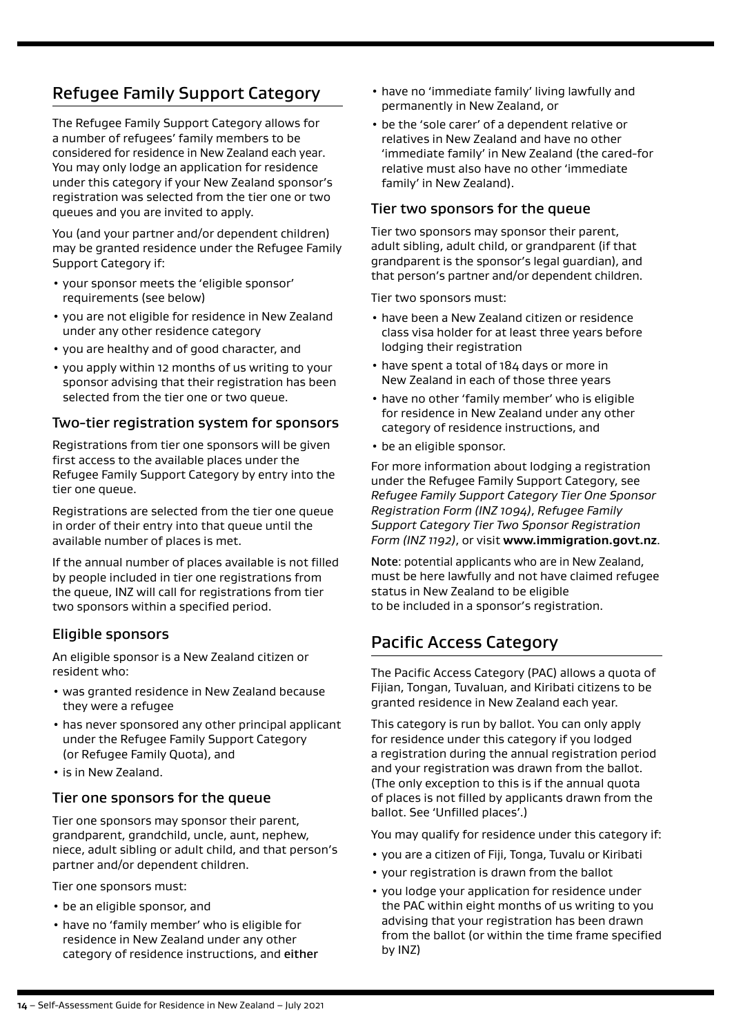## Refugee Family Support Category

The Refugee Family Support Category allows for a number of refugees' family members to be considered for residence in New Zealand each year. You may only lodge an application for residence under this category if your New Zealand sponsor's registration was selected from the tier one or tier two queues and you are invited to apply.

You (and your partner and/or dependent children) may be granted residence under the Refugee Family Support Category if:

- your sponsor meets the 'eligible sponsor' requirements (see below)
- you are not eligible for residence in New Zealand under any other residence category
- you are healthy and of good character, and
- you apply within 12 months of us writing to your sponsor advising that their registration has been selected from the tier one or two queue.

### Two-tier registration system for sponsors

Registrations from tier one sponsors will be given first access to the available places under the Refugee Family Support Category by entry into the tier one queue.

Registrations are selected from the tier one queue in order of their entry into that queue until the available number of places is met.

If the annual number of places available is not filled by people included in tier one registrations from the queue, INZ will call for registrations from tier two sponsors within a specified period.

### Eligible sponsors

An eligible sponsor is a New Zealand citizen or resident who:

- was granted residence in New Zealand because they were a refugee
- has never sponsored any other principal applicant under the Refugee Family Support Category (or Refugee Family Quota), and
- is in New Zealand.

### Tier one sponsors for the queue

Tier one sponsors may sponsor their parent, grandparent, grandchild, uncle, aunt, nephew, niece, adult sibling or adult child, and that person's partner and/or dependent children.

Tier one sponsors must:

- be an eligible sponsor, and
- have no 'family member' who is eligible for residence in New Zealand under any other category of residence instructions, and **either**
- have no 'immediate family' living lawfully and permanently in New Zealand, or
- be the 'sole carer' of a dependent relative or relatives in New Zealand and have no other 'immediate family' in New Zealand (the cared-for relative must also have no other 'immediate family' in New Zealand).

### Tier two sponsors for the queue

Tier two sponsors may sponsor their parent, adult sibling, adult child, or grandparent (if that grandparent is the sponsor's legal guardian), and that person's partner and/or dependent children.

Tier two sponsors must:

- have been a New Zealand citizen or residence class visa holder for at least three years before lodging their registration
- have spent a total of 184 days or more in New Zealand in each of those three years
- have no other 'family member' who is eligible for residence in New Zealand under any other category of residence instructions, and
- be an eligible sponsor.

For more information about lodging a registration under the Refugee Family Support Category, see *Refugee Family Support Category Tier One Sponsor Registration Form (INZ 1094)*, *Refugee Family Support Category Tier Two Sponsor Registration Form (INZ 1192)*, or visit **www.immigration.govt.nz**.

**Note**: potential applicants who are in New Zealand, must be here lawfully and not have claimed refugee status in New Zealand to be eligible to be included in a sponsor's registration.

## Pacific Access Category

The Pacific Access Category (PAC) allows a quota of Fijian, Tongan, Tuvaluan, and Kiribati citizens to be granted residence in New Zealand each year.

This category is run by ballot. You can only apply for residence under this category if you lodged a registration during the annual registration period and your registration was drawn from the ballot. (The only exception to this is if the annual quota of places is not filled by applicants drawn from the ballot. See 'Unfilled places'.)

You may qualify for residence under this category if:

- you are a citizen of Fiji, Tonga, Tuvalu or Kiribati
- your registration is drawn from the ballot
- you lodge your application for residence under the PAC within eight months of us writing to you advising that your registration has been drawn from the ballot (or within the time frame specified by INZ)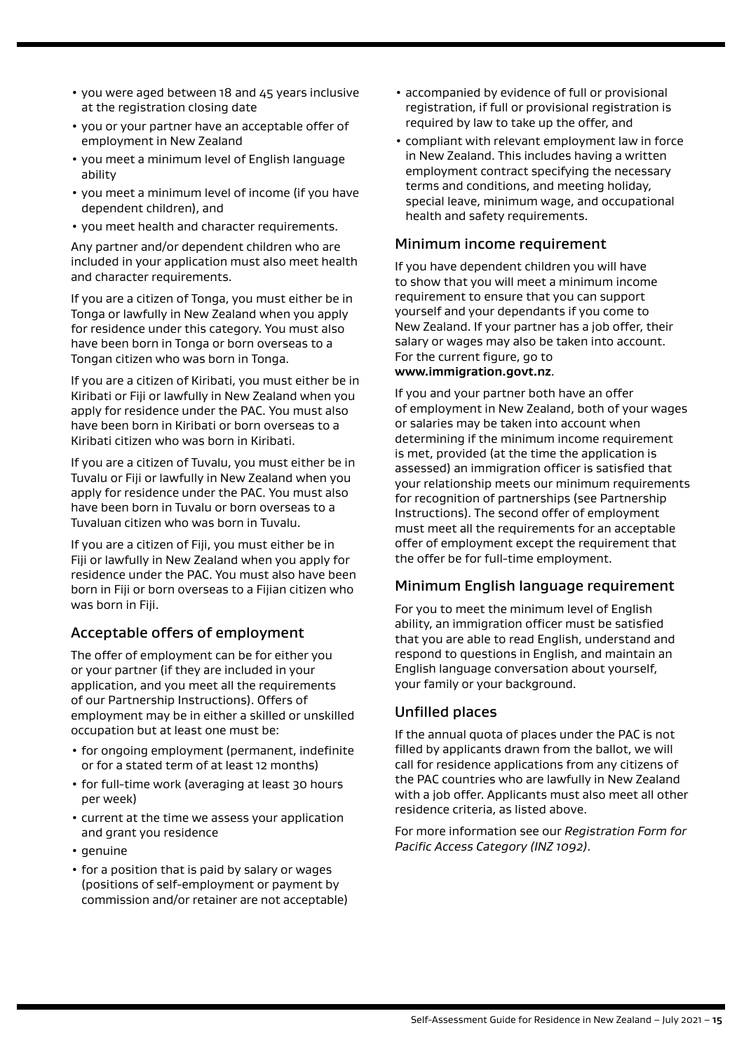- you were aged between 18 and 45 years inclusive at the registration closing date
- you or your partner have an acceptable offer of employment in New Zealand
- you meet a minimum level of English language ability
- you meet a minimum level of income (if you have dependent children), and
- you meet health and character requirements.

Any partner and/or dependent children who are included in your application must also meet health and character requirements.

If you are a citizen of Tonga, you must either be in Tonga or lawfully in New Zealand when you apply for residence under this category. You must also have been born in Tonga or born overseas to a Tongan citizen who was born in Tonga.

If you are a citizen of Kiribati, you must either be in Kiribati or Fiji or lawfully in New Zealand when you apply for residence under the PAC. You must also have been born in Kiribati or born overseas to a Kiribati citizen who was born in Kiribati.

If you are a citizen of Tuvalu, you must either be in Tuvalu or Fiji or lawfully in New Zealand when you apply for residence under the PAC. You must also have been born in Tuvalu or born overseas to a Tuvaluan citizen who was born in Tuvalu.

If you are a citizen of Fiji, you must either be in Fiji or lawfully in New Zealand when you apply for residence under the PAC. You must also have been born in Fiji or born overseas to a Fijian citizen who was born in Fiji.

## Acceptable offers of employment

The offer of employment can be for either you or your partner (if they are included in your application, and you meet all the requirements of our Partnership Instructions). Offers of employment may be in either a skilled or unskilled occupation but at least one must be:

- for ongoing employment (permanent, indefinite or for a stated term of at least 12 months)
- for full-time work (averaging at least 30 hours per week)
- current at the time we assess your application and grant you residence
- genuine
- for a position that is paid by salary or wages (positions of self-employment or payment by commission and/or retainer are not acceptable)
- accompanied by evidence of full or provisional registration, if full or provisional registration is required by law to take up the offer, and
- compliant with relevant employment law in force in New Zealand. This includes having a written employment contract specifying the necessary terms and conditions, and meeting holiday, special leave, minimum wage, and occupational health and safety requirements.

## Minimum income requirement

If you have dependent children you will have to show that you will meet a minimum income requirement to ensure that you can support yourself and your dependants if you come to New Zealand. If your partner has a job offer, their salary or wages may also be taken into account. For the current figure, go to **www.immigration.govt.nz**.

If you and your partner both have an offer of employment in New Zealand, both of your wages or salaries may be taken into account when determining if the minimum income requirement is met, provided (at the time the application is assessed) an immigration officer is satisfied that your relationship meets our minimum requirements for recognition of partnerships (see Partnership Instructions). The second offer of employment must meet all the requirements for an acceptable offer of employment except the requirement that the offer be for full-time employment.

## Minimum English language requirement

For you to meet the minimum level of English ability, an immigration officer must be satisfied that you are able to read English, understand and respond to questions in English, and maintain an English language conversation about yourself, your family or your background.

## Unfilled places

If the annual quota of places under the PAC is not filled by applicants drawn from the ballot, we will call for residence applications from any citizens of the PAC countries who are lawfully in New Zealand with a job offer. Applicants must also meet all other residence criteria, as listed above.

For more information see our *Registration Form for Pacific Access Category (INZ 1092)*.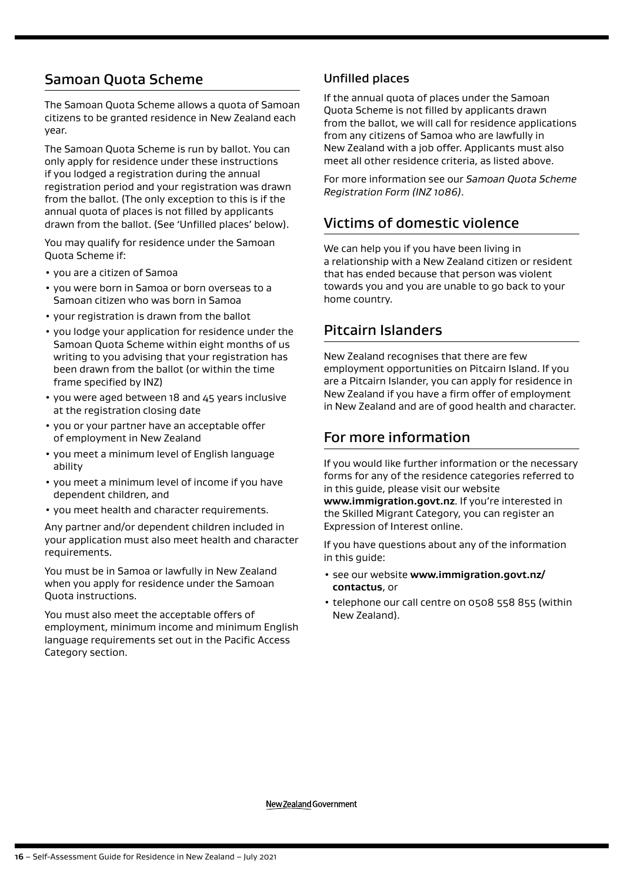## Samoan Quota Scheme

The Samoan Quota Scheme allows a quota of Samoan citizens to be granted residence in New Zealand each year.

The Samoan Quota Scheme is run by ballot. You can only apply for residence under these instructions if you lodged a registration during the annual registration period and your registration was drawn from the ballot. (The only exception to this is if the annual quota of places is not filled by applicants drawn from the ballot. (See 'Unfilled places' below).

You may qualify for residence under the Samoan Quota Scheme if:

- you are a citizen of Samoa
- you were born in Samoa or born overseas to a Samoan citizen who was born in Samoa
- your registration is drawn from the ballot
- you lodge your application for residence under the Samoan Quota Scheme within eight months of us writing to you advising that your registration has been drawn from the ballot (or within the time frame specified by INZ)
- you were aged between 18 and 45 years inclusive at the registration closing date
- you or your partner have an acceptable offer of employment in New Zealand
- you meet a minimum level of English language ability
- you meet a minimum level of income if you have dependent children, and
- you meet health and character requirements.

Any partner and/or dependent children included in your application must also meet health and character requirements.

You must be in Samoa or lawfully in New Zealand when you apply for residence under the Samoan Quota instructions.

You must also meet the acceptable offers of employment, minimum income and minimum English language requirements set out in the Pacific Access Category section.

### Unfilled places

If the annual quota of places under the Samoan Quota Scheme is not filled by applicants drawn from the ballot, we will call for residence applications from any citizens of Samoa who are lawfully in New Zealand with a job offer. Applicants must also meet all other residence criteria, as listed above.

For more information see our *Samoan Quota Scheme Registration Form (INZ 1086)*.

## Victims of domestic violence

We can help you if you have been living in a relationship with a New Zealand citizen or resident that has ended because that person was violent towards you and you are unable to go back to your home country.

## Pitcairn Islanders

New Zealand recognises that there are few employment opportunities on Pitcairn Island. If you are a Pitcairn Islander, you can apply for residence in New Zealand if you have a firm offer of employment in New Zealand and are of good health and character.

## For more information

If you would like further information or the necessary forms for any of the residence categories referred to in this guide, please visit our website **www.immigration.govt.nz**. If you're interested in the Skilled Migrant Category, you can register an Expression of Interest online.

If you have questions about any of the information in this guide:

- see our website **www.immigration.govt.nz/contactus**, or
- telephone our call centre on 0508 558 855 (within New Zealand).

New Zealand Government